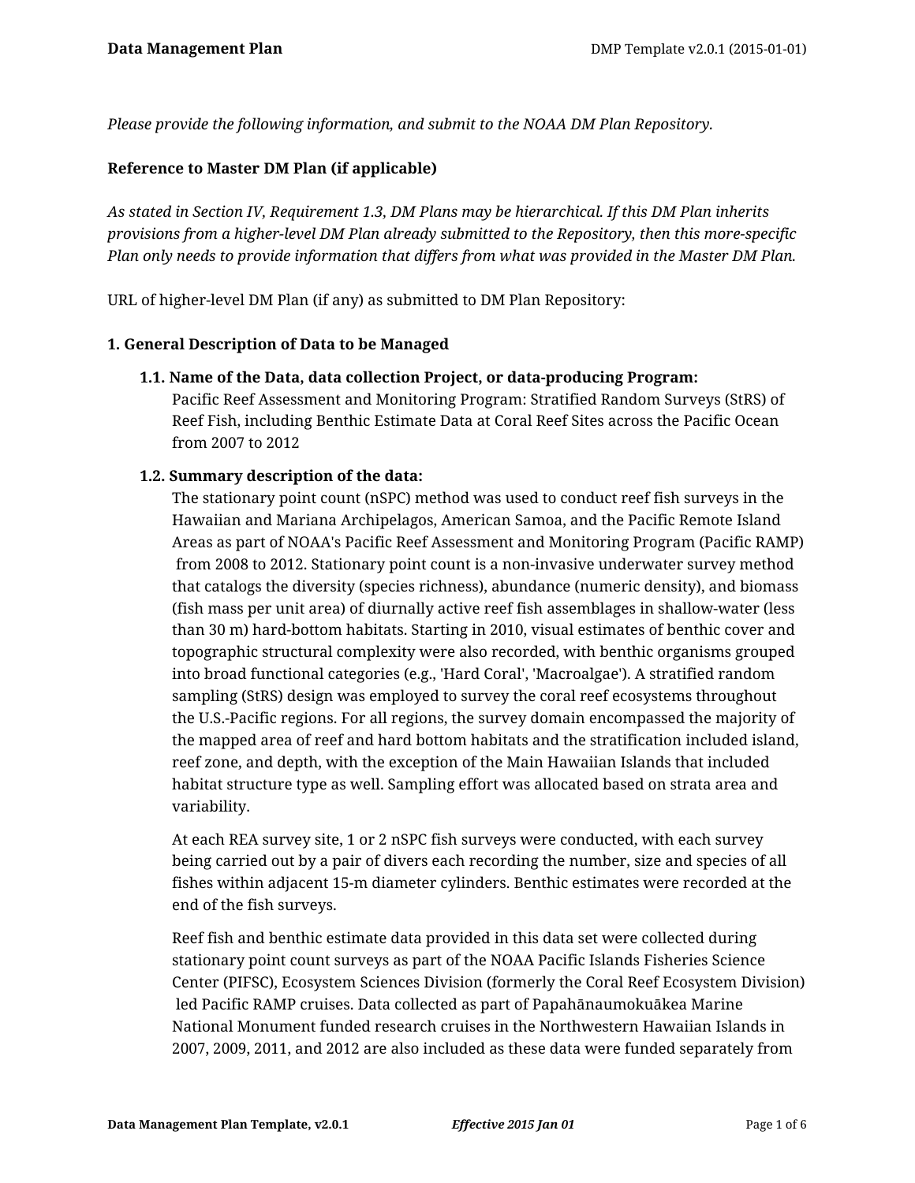*Please provide the following information, and submit to the NOAA DM Plan Repository.*

**Reference to Master DM Plan (if applicable)**

*As stated in Section IV, Requirement 1.3, DM Plans may be hierarchical. If this DM Plan inherits provisions from a higher-level DM Plan already submitted to the Repository, then this more-specific Plan only needs to provide information that differs from what was provided in the Master DM Plan.*

URL of higher-level DM Plan (if any) as submitted to DM Plan Repository:

**1. General Description of Data to be Managed**

**1.1. Name of the Data, data collection Project, or data-producing Program:**

Pacific Reef Assessment and Monitoring Program: Stratified Random Surveys (StRS) of Reef Fish, including Benthic Estimate Data at Coral Reef Sites across the Pacific Ocean from 2007 to 2012

**1.2. Summary description of the data:**

The stationary point count (nSPC) method was used to conduct reef fish surveys in the Hawaiian and Mariana Archipelagos, American Samoa, and the Pacific Remote Island Areas as part of NOAA's Pacific Reef Assessment and Monitoring Program (Pacific RAMP) from 2008 to 2012. Stationary point count is a non-invasive underwater survey method that catalogs the diversity (species richness), abundance (numeric density), and biomass (fish mass per unit area) of diurnally active reef fish assemblages in shallow-water (less than 30 m) hard-bottom habitats. Starting in 2010, visual estimates of benthic cover and topographic structural complexity were also recorded, with benthic organisms grouped into broad functional categories (e.g., 'Hard Coral', 'Macroalgae'). A stratified random sampling (StRS) design was employed to survey the coral reef ecosystems throughout the U.S.-Pacific regions. For all regions, the survey domain encompassed the majority of the mapped area of reef and hard bottom habitats and the stratification included island, reef zone, and depth, with the exception of the Main Hawaiian Islands that included habitat structure type as well. Sampling effort was allocated based on strata area and variability.

At each REA survey site, 1 or 2 nSPC fish surveys were conducted, with each survey being carried out by a pair of divers each recording the number, size and species of all fishes within adjacent 15-m diameter cylinders. Benthic estimates were recorded at the end of the fish surveys.

Reef fish and benthic estimate data provided in this data set were collected during stationary point count surveys as part of the NOAA Pacific Islands Fisheries Science Center (PIFSC), Ecosystem Sciences Division (formerly the Coral Reef Ecosystem Division) led Pacific RAMP cruises. Data collected as part of Papahānaumokuākea Marine National Monument funded research cruises in the Northwestern Hawaiian Islands in 2007, 2009, 2011, and 2012 are also included as these data were funded separately from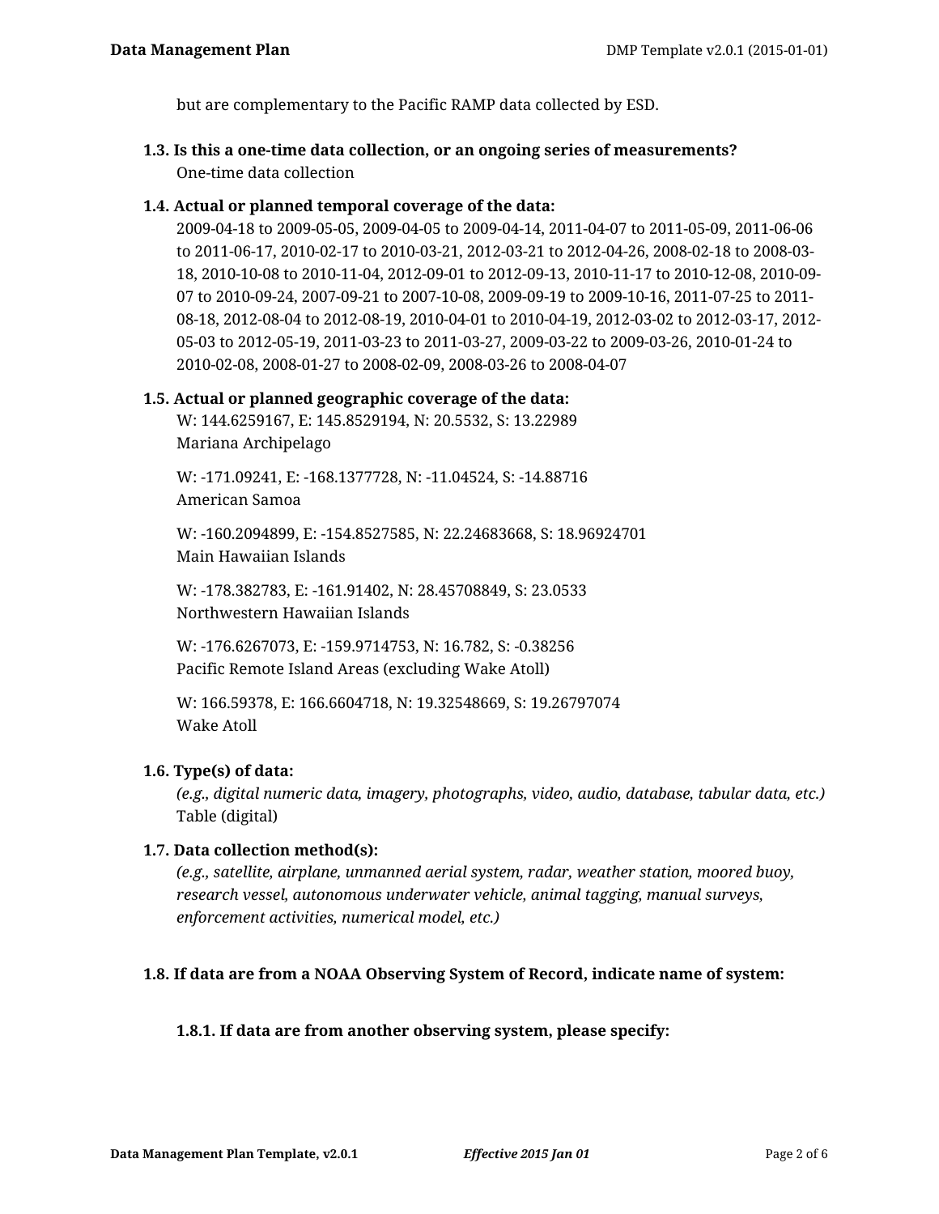but are complementary to the Pacific RAMP data collected by ESD.

**1.3. Is this a one-time data collection, or an ongoing series of measurements?**

One-time data collection

**1.4. Actual or planned temporal coverage of the data:**

2009-04-18 to 2009-05-05, 2009-04-05 to 2009-04-14, 2011-04-07 to 2011-05-09, 2011-06-06 to 2011-06-17, 2010-02-17 to 2010-03-21, 2012-03-21 to 2012-04-26, 2008-02-18 to 2008-03-18, 2010-10-08 to 2010-11-04, 2012-09-01 to 2012-09-13, 2010-11-17 to 2010-12-08, 2010-09-07 to 2010-09-24, 2007-09-21 to 2007-10-08, 2009-09-19 to 2009-10-16, 2011-07-25 to 2011-08-18, 2012-08-04 to 2012-08-19, 2010-04-01 to 2010-04-19, 2012-03-02 to 2012-03-17, 2012-05-03 to 2012-05-19, 2011-03-23 to 2011-03-27, 2009-03-22 to 2009-03-26, 2010-01-24 to 2010-02-08, 2008-01-27 to 2008-02-09, 2008-03-26 to 2008-04-07

**1.5. Actual or planned geographic coverage of the data:**

W: 144.6259167, E: 145.8529194, N: 20.5532, S: 13.22989
Mariana Archipelago

W: -171.09241, E: -168.1377728, N: -11.04524, S: -14.88716
American Samoa

W: -160.2094899, E: -154.8527585, N: 22.24683668, S: 18.96924701
Main Hawaiian Islands

W: -178.382783, E: -161.91402, N: 28.45708849, S: 23.0533
Northwestern Hawaiian Islands

W: -176.6267073, E: -159.9714753, N: 16.782, S: -0.38256
Pacific Remote Island Areas (excluding Wake Atoll)

W: 166.59378, E: 166.6604718, N: 19.32548669, S: 19.26797074
Wake Atoll

**1.6. Type(s) of data:**

*(e.g., digital numeric data, imagery, photographs, video, audio, database, tabular data, etc.)*

Table (digital)

**1.7. Data collection method(s):**

*(e.g., satellite, airplane, unmanned aerial system, radar, weather station, moored buoy, research vessel, autonomous underwater vehicle, animal tagging, manual surveys, enforcement activities, numerical model, etc.)*

**1.8. If data are from a NOAA Observing System of Record, indicate name of system:**

**1.8.1. If data are from another observing system, please specify:**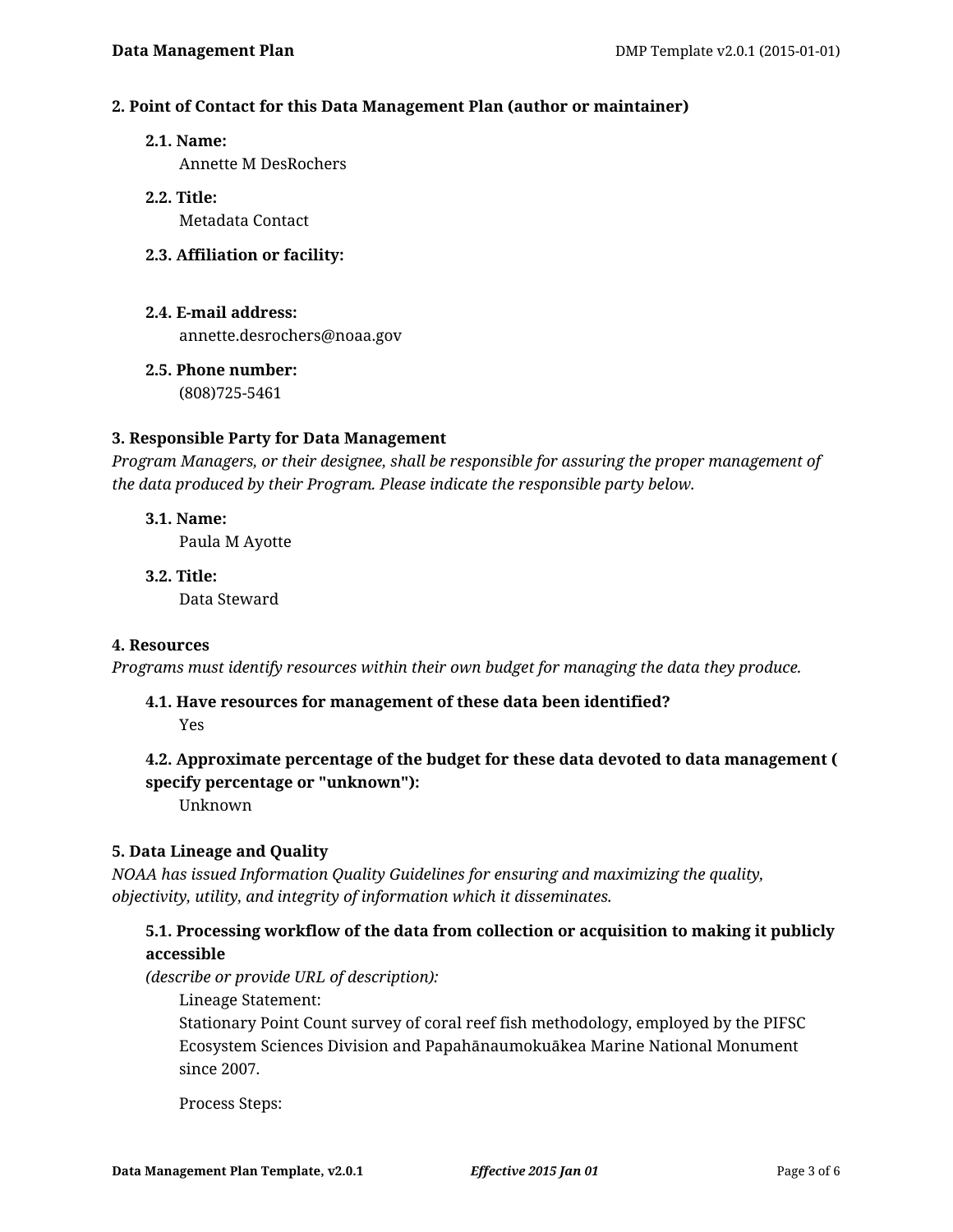**2. Point of Contact for this Data Management Plan (author or maintainer)**

**2.1. Name:**
Annette M DesRochers

**2.2. Title:**
Metadata Contact

**2.3. Affiliation or facility:**

**2.4. E-mail address:**
annette.desrochers@noaa.gov

**2.5. Phone number:**
(808)725-5461

**3. Responsible Party for Data Management**

*Program Managers, or their designee, shall be responsible for assuring the proper management of the data produced by their Program. Please indicate the responsible party below.*

**3.1. Name:**
Paula M Ayotte

**3.2. Title:**
Data Steward

**4. Resources**

*Programs must identify resources within their own budget for managing the data they produce.*

**4.1. Have resources for management of these data been identified?**
Yes

**4.2. Approximate percentage of the budget for these data devoted to data management ( specify percentage or "unknown"):**
Unknown

**5. Data Lineage and Quality**

*NOAA has issued Information Quality Guidelines for ensuring and maximizing the quality, objectivity, utility, and integrity of information which it disseminates.*

**5.1. Processing workflow of the data from collection or acquisition to making it publicly accessible**
*(describe or provide URL of description):*

Lineage Statement:
Stationary Point Count survey of coral reef fish methodology, employed by the PIFSC Ecosystem Sciences Division and Papahānaumokuākea Marine National Monument since 2007.

Process Steps: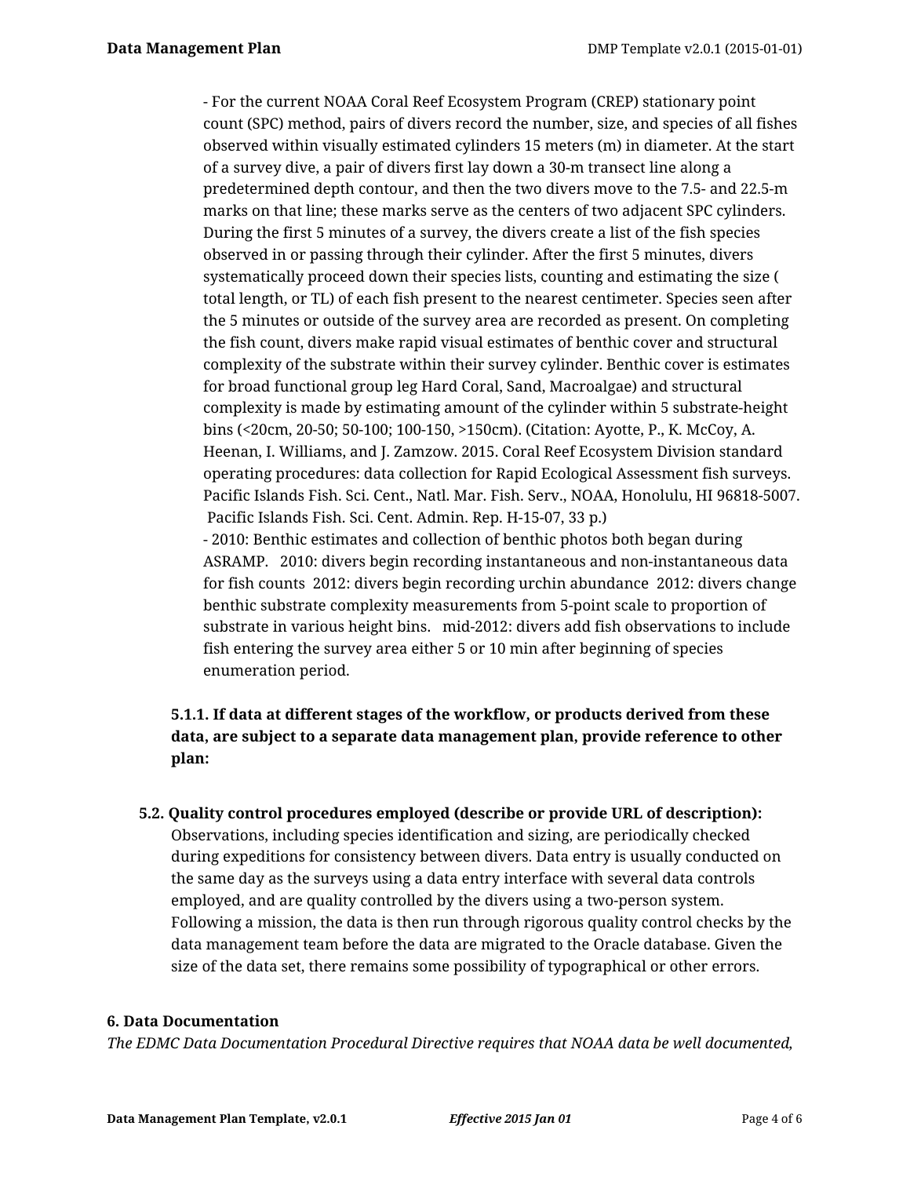- For the current NOAA Coral Reef Ecosystem Program (CREP) stationary point count (SPC) method, pairs of divers record the number, size, and species of all fishes observed within visually estimated cylinders 15 meters (m) in diameter. At the start of a survey dive, a pair of divers first lay down a 30-m transect line along a predetermined depth contour, and then the two divers move to the 7.5- and 22.5-m marks on that line; these marks serve as the centers of two adjacent SPC cylinders. During the first 5 minutes of a survey, the divers create a list of the fish species observed in or passing through their cylinder. After the first 5 minutes, divers systematically proceed down their species lists, counting and estimating the size ( total length, or TL) of each fish present to the nearest centimeter. Species seen after the 5 minutes or outside of the survey area are recorded as present. On completing the fish count, divers make rapid visual estimates of benthic cover and structural complexity of the substrate within their survey cylinder. Benthic cover is estimates for broad functional group leg Hard Coral, Sand, Macroalgae) and structural complexity is made by estimating amount of the cylinder within 5 substrate-height bins (<20cm, 20-50; 50-100; 100-150, >150cm). (Citation: Ayotte, P., K. McCoy, A. Heenan, I. Williams, and J. Zamzow. 2015. Coral Reef Ecosystem Division standard operating procedures: data collection for Rapid Ecological Assessment fish surveys. Pacific Islands Fish. Sci. Cent., Natl. Mar. Fish. Serv., NOAA, Honolulu, HI 96818-5007. Pacific Islands Fish. Sci. Cent. Admin. Rep. H-15-07, 33 p.)
- 2010: Benthic estimates and collection of benthic photos both began during ASRAMP. 2010: divers begin recording instantaneous and non-instantaneous data for fish counts 2012: divers begin recording urchin abundance 2012: divers change benthic substrate complexity measurements from 5-point scale to proportion of substrate in various height bins. mid-2012: divers add fish observations to include fish entering the survey area either 5 or 10 min after beginning of species enumeration period.

**5.1.1. If data at different stages of the workflow, or products derived from these data, are subject to a separate data management plan, provide reference to other plan:**

**5.2. Quality control procedures employed (describe or provide URL of description):**
Observations, including species identification and sizing, are periodically checked during expeditions for consistency between divers. Data entry is usually conducted on the same day as the surveys using a data entry interface with several data controls employed, and are quality controlled by the divers using a two-person system. Following a mission, the data is then run through rigorous quality control checks by the data management team before the data are migrated to the Oracle database. Given the size of the data set, there remains some possibility of typographical or other errors.

### 6. Data Documentation

*The EDMC Data Documentation Procedural Directive requires that NOAA data be well documented,*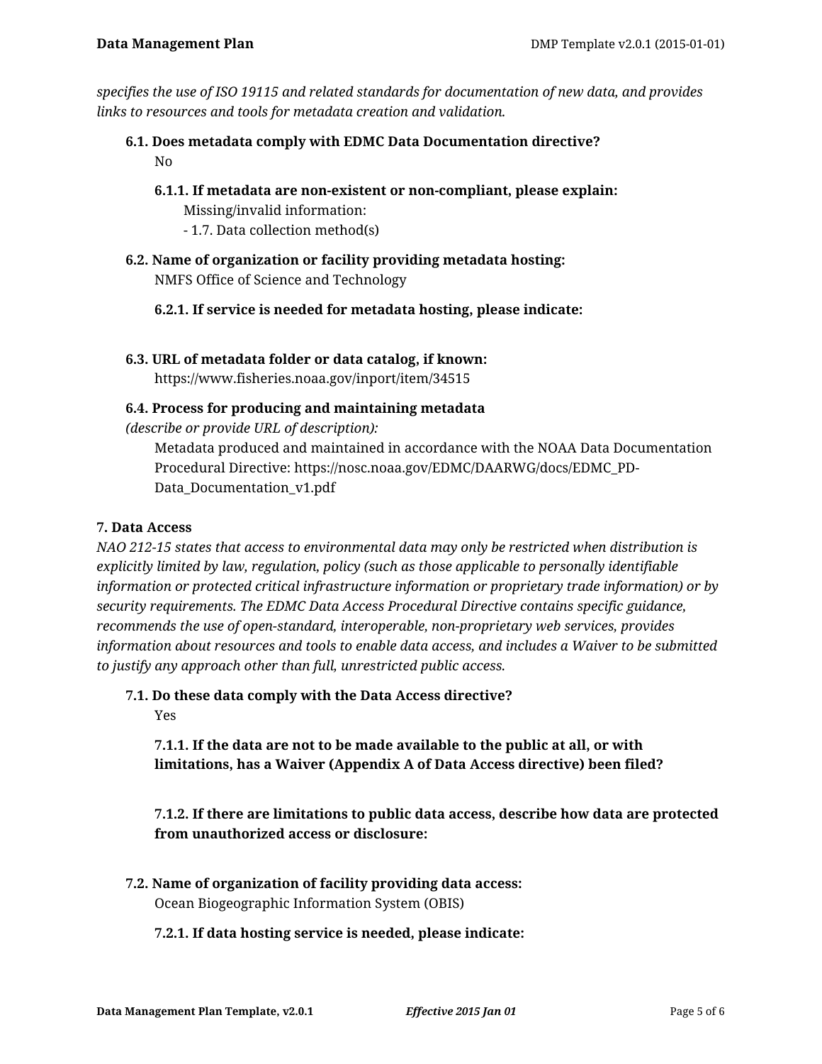*specifies the use of ISO 19115 and related standards for documentation of new data, and provides links to resources and tools for metadata creation and validation.*

**6.1. Does metadata comply with EDMC Data Documentation directive?**

No

**6.1.1. If metadata are non-existent or non-compliant, please explain:**

Missing/invalid information:

- 1.7. Data collection method(s)

**6.2. Name of organization or facility providing metadata hosting:**

NMFS Office of Science and Technology

**6.2.1. If service is needed for metadata hosting, please indicate:**

**6.3. URL of metadata folder or data catalog, if known:**

https://www.fisheries.noaa.gov/inport/item/34515

**6.4. Process for producing and maintaining metadata**

*(describe or provide URL of description):*

Metadata produced and maintained in accordance with the NOAA Data Documentation Procedural Directive: https://nosc.noaa.gov/EDMC/DAARWG/docs/EDMC_PD-Data_Documentation_v1.pdf

## 7. Data Access

*NAO 212-15 states that access to environmental data may only be restricted when distribution is explicitly limited by law, regulation, policy (such as those applicable to personally identifiable information or protected critical infrastructure information or proprietary trade information) or by security requirements. The EDMC Data Access Procedural Directive contains specific guidance, recommends the use of open-standard, interoperable, non-proprietary web services, provides information about resources and tools to enable data access, and includes a Waiver to be submitted to justify any approach other than full, unrestricted public access.*

**7.1. Do these data comply with the Data Access directive?**

Yes

**7.1.1. If the data are not to be made available to the public at all, or with limitations, has a Waiver (Appendix A of Data Access directive) been filed?**

**7.1.2. If there are limitations to public data access, describe how data are protected from unauthorized access or disclosure:**

**7.2. Name of organization of facility providing data access:**

Ocean Biogeographic Information System (OBIS)

**7.2.1. If data hosting service is needed, please indicate:**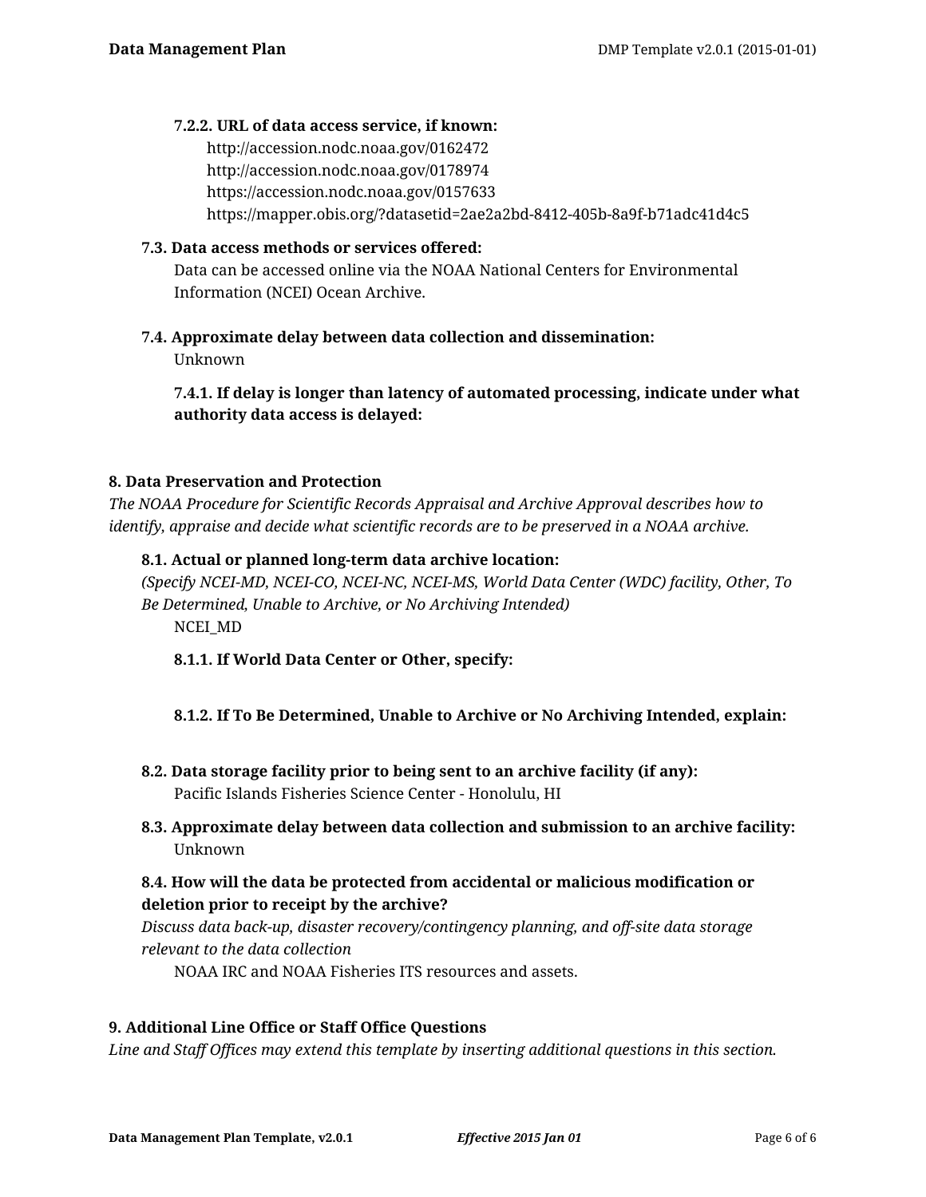**7.2.2. URL of data access service, if known:**

http://accession.nodc.noaa.gov/0162472
http://accession.nodc.noaa.gov/0178974
https://accession.nodc.noaa.gov/0157633
https://mapper.obis.org/?datasetid=2ae2a2bd-8412-405b-8a9f-b71adc41d4c5

**7.3. Data access methods or services offered:**

Data can be accessed online via the NOAA National Centers for Environmental Information (NCEI) Ocean Archive.

**7.4. Approximate delay between data collection and dissemination:**

Unknown

**7.4.1. If delay is longer than latency of automated processing, indicate under what authority data access is delayed:**

## 8. Data Preservation and Protection

*The NOAA Procedure for Scientific Records Appraisal and Archive Approval describes how to identify, appraise and decide what scientific records are to be preserved in a NOAA archive.*

**8.1. Actual or planned long-term data archive location:**

*(Specify NCEI-MD, NCEI-CO, NCEI-NC, NCEI-MS, World Data Center (WDC) facility, Other, To Be Determined, Unable to Archive, or No Archiving Intended)*

NCEI_MD

**8.1.1. If World Data Center or Other, specify:**

**8.1.2. If To Be Determined, Unable to Archive or No Archiving Intended, explain:**

**8.2. Data storage facility prior to being sent to an archive facility (if any):**

Pacific Islands Fisheries Science Center - Honolulu, HI

**8.3. Approximate delay between data collection and submission to an archive facility:**

Unknown

**8.4. How will the data be protected from accidental or malicious modification or deletion prior to receipt by the archive?**

*Discuss data back-up, disaster recovery/contingency planning, and off-site data storage relevant to the data collection*

NOAA IRC and NOAA Fisheries ITS resources and assets.

## 9. Additional Line Office or Staff Office Questions

*Line and Staff Offices may extend this template by inserting additional questions in this section.*